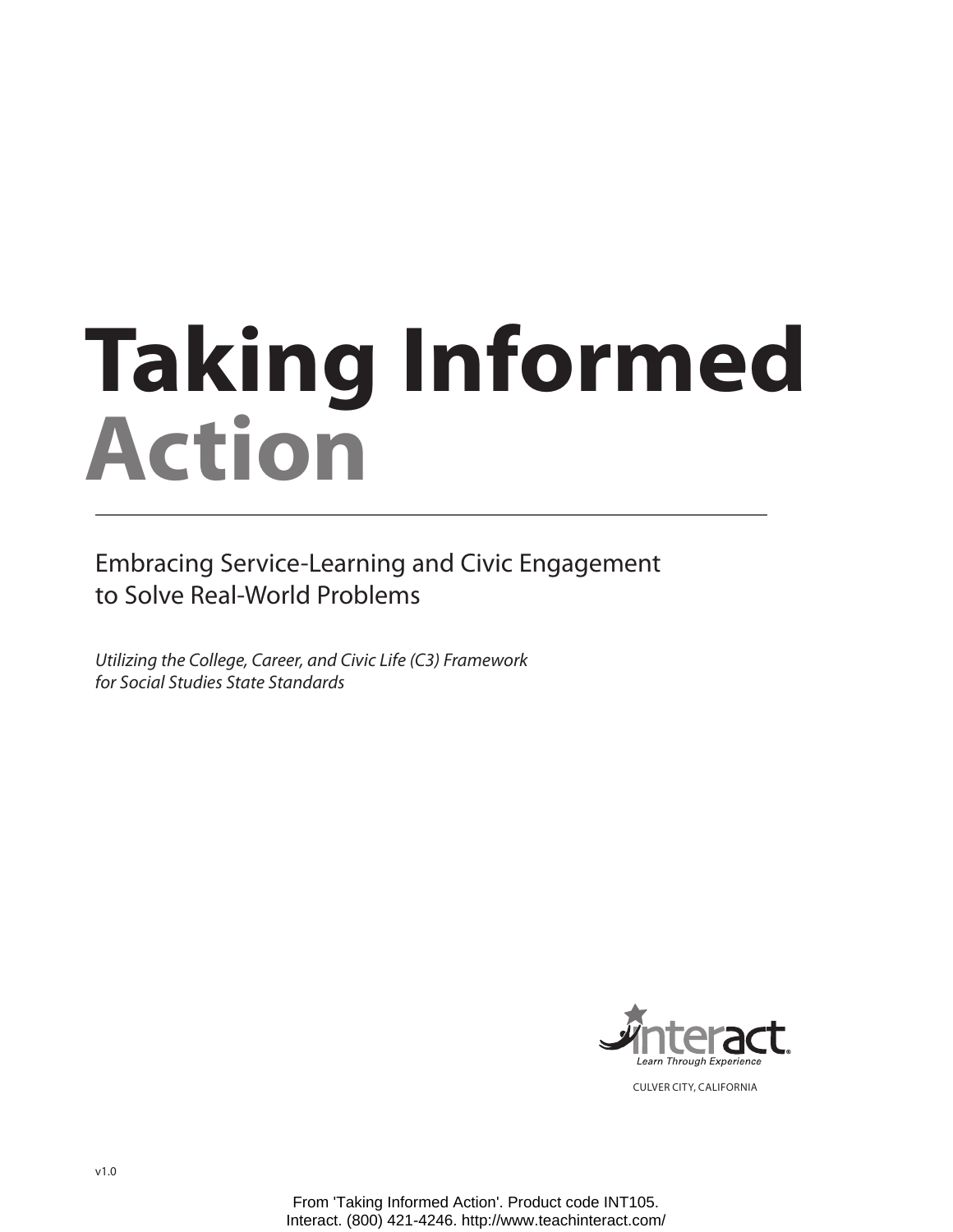# Taking Informed Action

## Embracing Service-Learning and Civic Engagement to Solve Real-World Problems

*Utilizing the College, Career, and Civic Life (C3) Framework for Social Studies State Standards*

Interact
Learn Through Experience

CULVER CITY, CALIFORNIA

v1.0

From 'Taking Informed Action'. Product code INT105.
Interact. (800) 421-4246. http://www.teachinteract.com/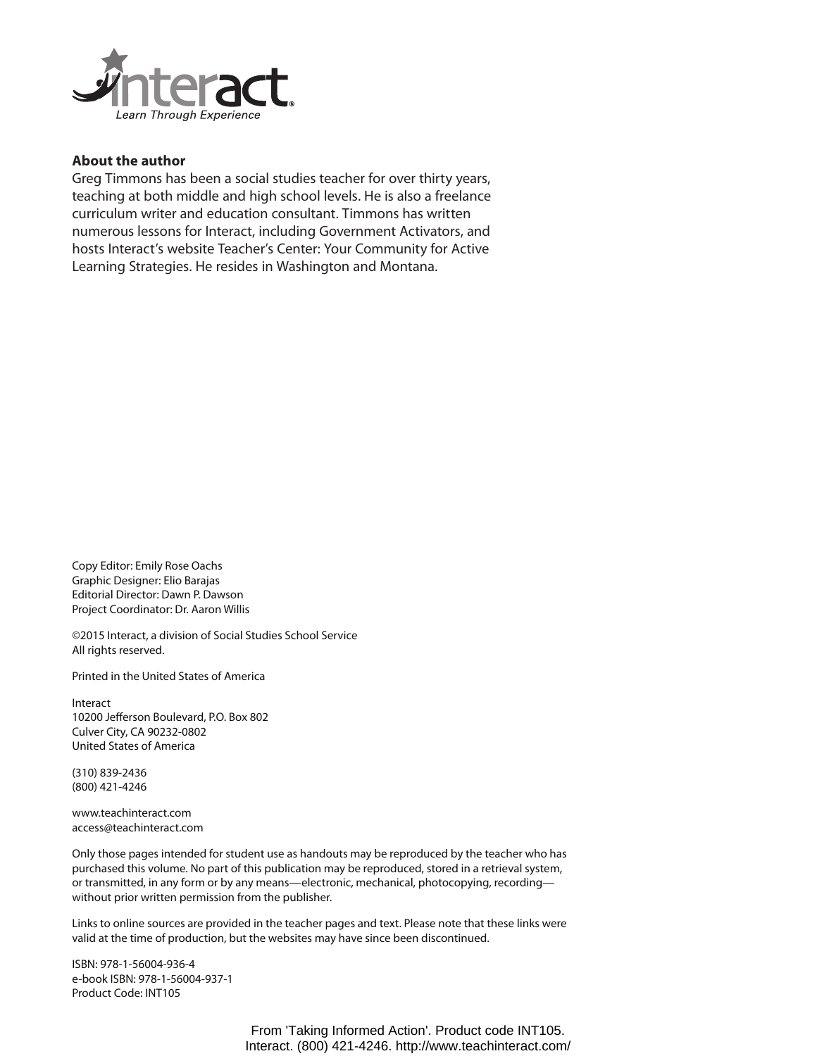interact®
*Learn Through Experience*

**About the author**

Greg Timmons has been a social studies teacher for over thirty years, teaching at both middle and high school levels. He is also a freelance curriculum writer and education consultant. Timmons has written numerous lessons for Interact, including Government Activators, and hosts Interact's website Teacher's Center: Your Community for Active Learning Strategies. He resides in Washington and Montana.

Copy Editor: Emily Rose Oachs
Graphic Designer: Elio Barajas
Editorial Director: Dawn P. Dawson
Project Coordinator: Dr. Aaron Willis

©2015 Interact, a division of Social Studies School Service
All rights reserved.

Printed in the United States of America

Interact
10200 Jefferson Boulevard, P.O. Box 802
Culver City, CA 90232-0802
United States of America

(310) 839-2436
(800) 421-4246

www.teachinteract.com
access@teachinteract.com

Only those pages intended for student use as handouts may be reproduced by the teacher who has purchased this volume. No part of this publication may be reproduced, stored in a retrieval system, or transmitted, in any form or by any means—electronic, mechanical, photocopying, recording—without prior written permission from the publisher.

Links to online sources are provided in the teacher pages and text. Please note that these links were valid at the time of production, but the websites may have since been discontinued.

ISBN: 978-1-56004-936-4
e-book ISBN: 978-1-56004-937-1
Product Code: INT105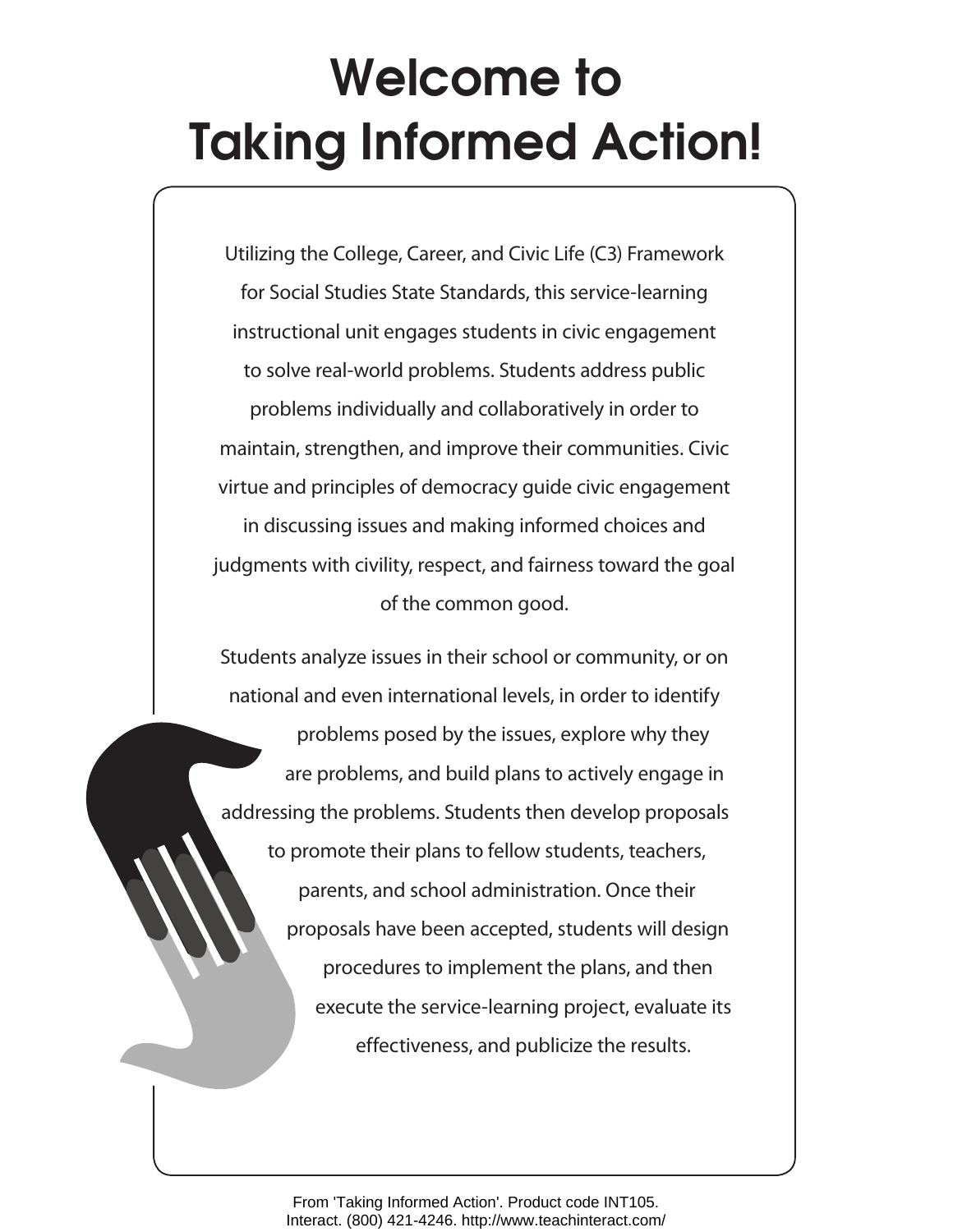# Welcome to Taking Informed Action!

Utilizing the College, Career, and Civic Life (C3) Framework for Social Studies State Standards, this service-learning instructional unit engages students in civic engagement to solve real-world problems. Students address public problems individually and collaboratively in order to maintain, strengthen, and improve their communities. Civic virtue and principles of democracy guide civic engagement in discussing issues and making informed choices and judgments with civility, respect, and fairness toward the goal of the common good.

Students analyze issues in their school or community, or on national and even international levels, in order to identify problems posed by the issues, explore why they are problems, and build plans to actively engage in addressing the problems. Students then develop proposals to promote their plans to fellow students, teachers, parents, and school administration. Once their proposals have been accepted, students will design procedures to implement the plans, and then execute the service-learning project, evaluate its effectiveness, and publicize the results.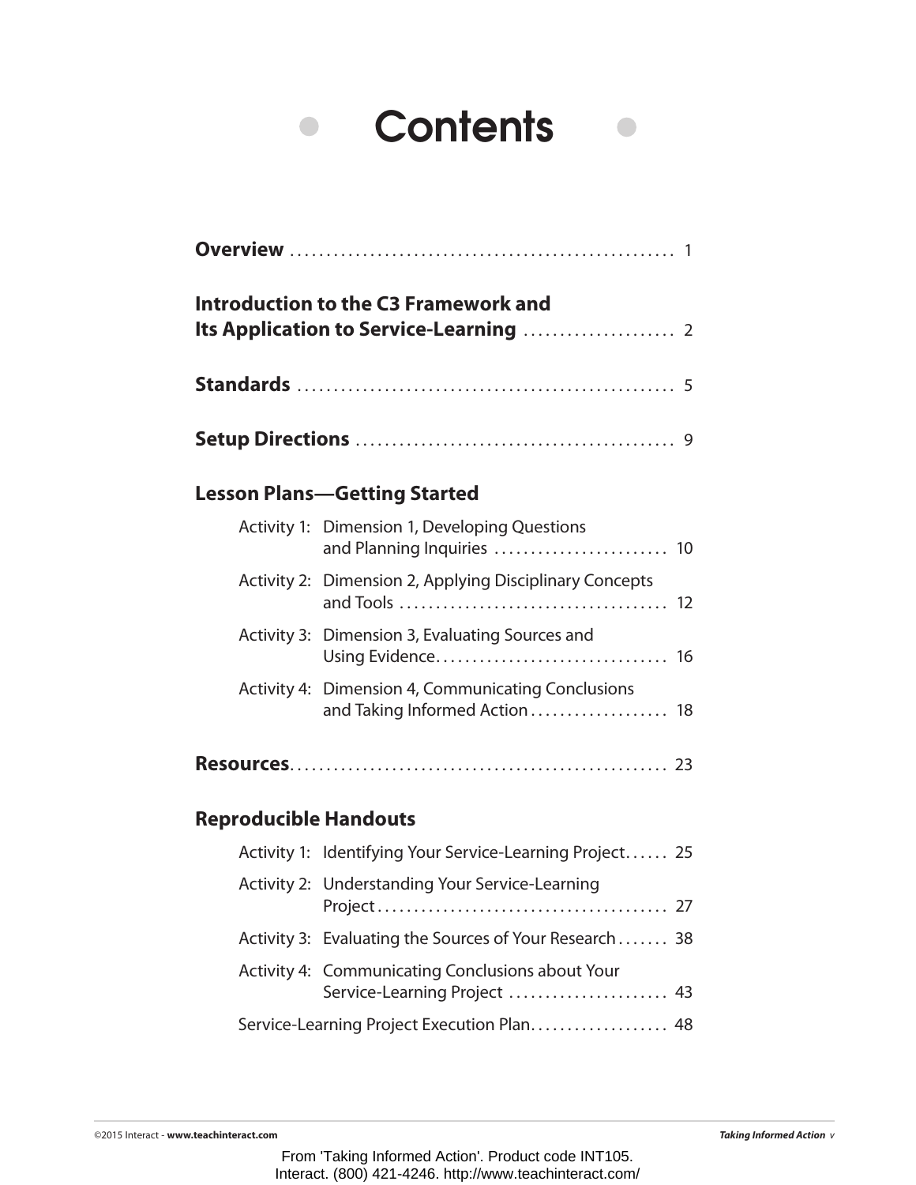# Contents

**Overview** .................................................... 1

**Introduction to the C3 Framework and Its Application to Service-Learning** .................... 2

**Standards** .................................................... 5

**Setup Directions** ............................................ 9

**Lesson Plans—Getting Started**

- Activity 1: Dimension 1, Developing Questions and Planning Inquiries ........................ 10
- Activity 2: Dimension 2, Applying Disciplinary Concepts and Tools ..................................... 12
- Activity 3: Dimension 3, Evaluating Sources and Using Evidence................................ 16
- Activity 4: Dimension 4, Communicating Conclusions and Taking Informed Action ................... 18

**Resources**.................................................... 23

**Reproducible Handouts**

- Activity 1: Identifying Your Service-Learning Project...... 25
- Activity 2: Understanding Your Service-Learning Project........................................ 27
- Activity 3: Evaluating the Sources of Your Research....... 38
- Activity 4: Communicating Conclusions about Your Service-Learning Project ...................... 43
- Service-Learning Project Execution Plan................... 48

From 'Taking Informed Action'. Product code INT105.
Interact. (800) 421-4246. http://www.teachinteract.com/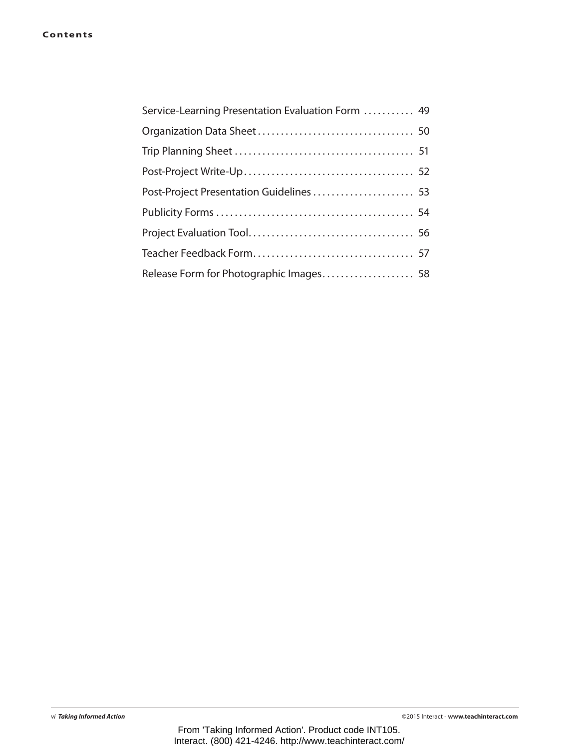Service-Learning Presentation Evaluation Form . . . . . . . . . . . 49

Organization Data Sheet . . . . . . . . . . . . . . . . . . . . . . . . . . . . . . . . . 50

Trip Planning Sheet . . . . . . . . . . . . . . . . . . . . . . . . . . . . . . . . . . . . . 51

Post-Project Write-Up . . . . . . . . . . . . . . . . . . . . . . . . . . . . . . . . . . . 52

Post-Project Presentation Guidelines . . . . . . . . . . . . . . . . . . . . . . 53

Publicity Forms . . . . . . . . . . . . . . . . . . . . . . . . . . . . . . . . . . . . . . . . . 54

Project Evaluation Tool . . . . . . . . . . . . . . . . . . . . . . . . . . . . . . . . . . 56

Teacher Feedback Form . . . . . . . . . . . . . . . . . . . . . . . . . . . . . . . . . 57

Release Form for Photographic Images . . . . . . . . . . . . . . . . . . . . 58

From 'Taking Informed Action'. Product code INT105.
Interact. (800) 421-4246. http://www.teachinteract.com/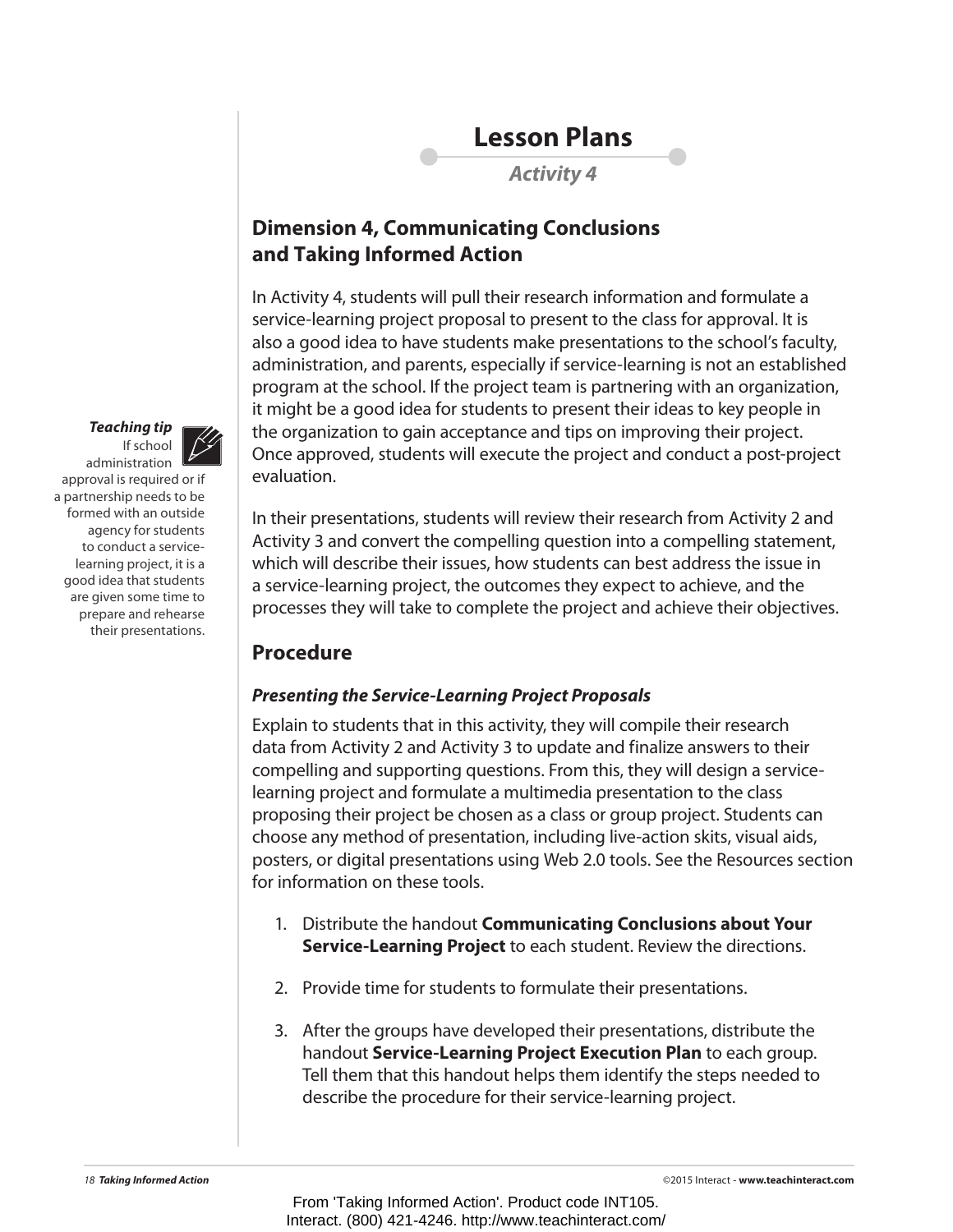# Lesson Plans

*Activity 4*

## Dimension 4, Communicating Conclusions and Taking Informed Action

In Activity 4, students will pull their research information and formulate a service-learning project proposal to present to the class for approval. It is also a good idea to have students make presentations to the school's faculty, administration, and parents, especially if service-learning is not an established program at the school. If the project team is partnering with an organization, it might be a good idea for students to present their ideas to key people in the organization to gain acceptance and tips on improving their project. Once approved, students will execute the project and conduct a post-project evaluation.

***Teaching tip***
If school administration approval is required or if a partnership needs to be formed with an outside agency for students to conduct a service-learning project, it is a good idea that students are given some time to prepare and rehearse their presentations.

In their presentations, students will review their research from Activity 2 and Activity 3 and convert the compelling question into a compelling statement, which will describe their issues, how students can best address the issue in a service-learning project, the outcomes they expect to achieve, and the processes they will take to complete the project and achieve their objectives.

## Procedure

### *Presenting the Service-Learning Project Proposals*

Explain to students that in this activity, they will compile their research data from Activity 2 and Activity 3 to update and finalize answers to their compelling and supporting questions. From this, they will design a service-learning project and formulate a multimedia presentation to the class proposing their project be chosen as a class or group project. Students can choose any method of presentation, including live-action skits, visual aids, posters, or digital presentations using Web 2.0 tools. See the Resources section for information on these tools.

1. Distribute the handout **Communicating Conclusions about Your Service-Learning Project** to each student. Review the directions.

2. Provide time for students to formulate their presentations.

3. After the groups have developed their presentations, distribute the handout **Service-Learning Project Execution Plan** to each group. Tell them that this handout helps them identify the steps needed to describe the procedure for their service-learning project.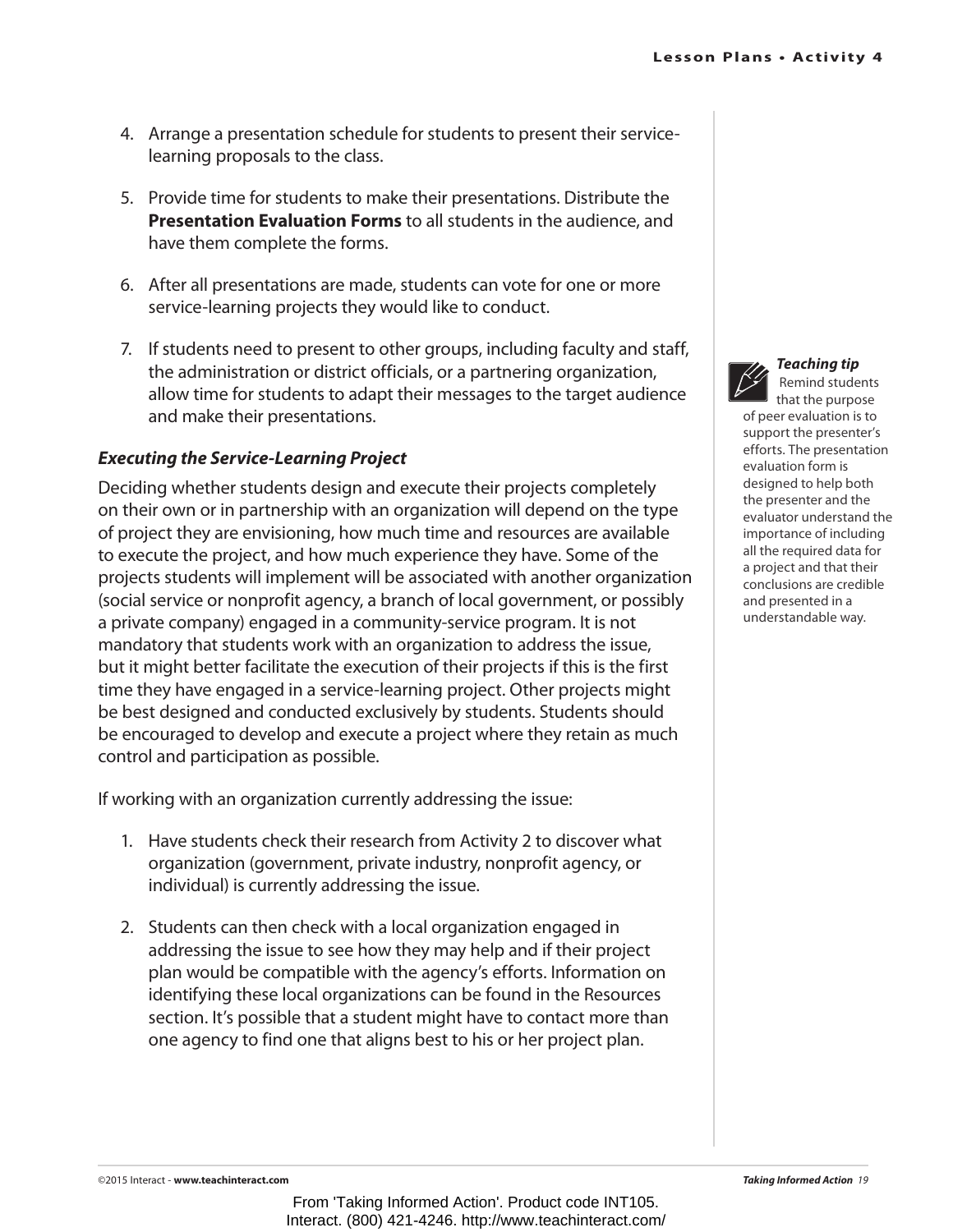4. Arrange a presentation schedule for students to present their service-learning proposals to the class.

5. Provide time for students to make their presentations. Distribute the **Presentation Evaluation Forms** to all students in the audience, and have them complete the forms.

6. After all presentations are made, students can vote for one or more service-learning projects they would like to conduct.

7. If students need to present to other groups, including faculty and staff, the administration or district officials, or a partnering organization, allow time for students to adapt their messages to the target audience and make their presentations.

> ***Teaching tip*** Remind students that the purpose of peer evaluation is to support the presenter's efforts. The presentation evaluation form is designed to help both the presenter and the evaluator understand the importance of including all the required data for a project and that their conclusions are credible and presented in a understandable way.

### *Executing the Service-Learning Project*

Deciding whether students design and execute their projects completely on their own or in partnership with an organization will depend on the type of project they are envisioning, how much time and resources are available to execute the project, and how much experience they have. Some of the projects students will implement will be associated with another organization (social service or nonprofit agency, a branch of local government, or possibly a private company) engaged in a community-service program. It is not mandatory that students work with an organization to address the issue, but it might better facilitate the execution of their projects if this is the first time they have engaged in a service-learning project. Other projects might be best designed and conducted exclusively by students. Students should be encouraged to develop and execute a project where they retain as much control and participation as possible.

If working with an organization currently addressing the issue:

1. Have students check their research from Activity 2 to discover what organization (government, private industry, nonprofit agency, or individual) is currently addressing the issue.

2. Students can then check with a local organization engaged in addressing the issue to see how they may help and if their project plan would be compatible with the agency's efforts. Information on identifying these local organizations can be found in the Resources section. It's possible that a student might have to contact more than one agency to find one that aligns best to his or her project plan.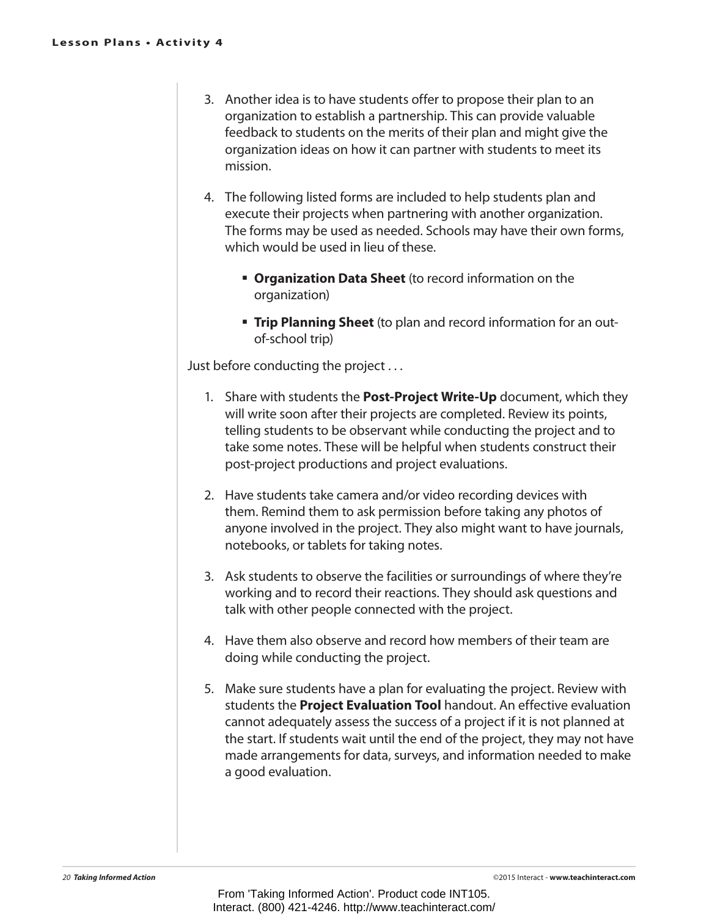3. Another idea is to have students offer to propose their plan to an organization to establish a partnership. This can provide valuable feedback to students on the merits of their plan and might give the organization ideas on how it can partner with students to meet its mission.

4. The following listed forms are included to help students plan and execute their projects when partnering with another organization. The forms may be used as needed. Schools may have their own forms, which would be used in lieu of these.

   - **Organization Data Sheet** (to record information on the organization)
   - **Trip Planning Sheet** (to plan and record information for an out-of-school trip)

Just before conducting the project . . .

1. Share with students the **Post-Project Write-Up** document, which they will write soon after their projects are completed. Review its points, telling students to be observant while conducting the project and to take some notes. These will be helpful when students construct their post-project productions and project evaluations.

2. Have students take camera and/or video recording devices with them. Remind them to ask permission before taking any photos of anyone involved in the project. They also might want to have journals, notebooks, or tablets for taking notes.

3. Ask students to observe the facilities or surroundings of where they're working and to record their reactions. They should ask questions and talk with other people connected with the project.

4. Have them also observe and record how members of their team are doing while conducting the project.

5. Make sure students have a plan for evaluating the project. Review with students the **Project Evaluation Tool** handout. An effective evaluation cannot adequately assess the success of a project if it is not planned at the start. If students wait until the end of the project, they may not have made arrangements for data, surveys, and information needed to make a good evaluation.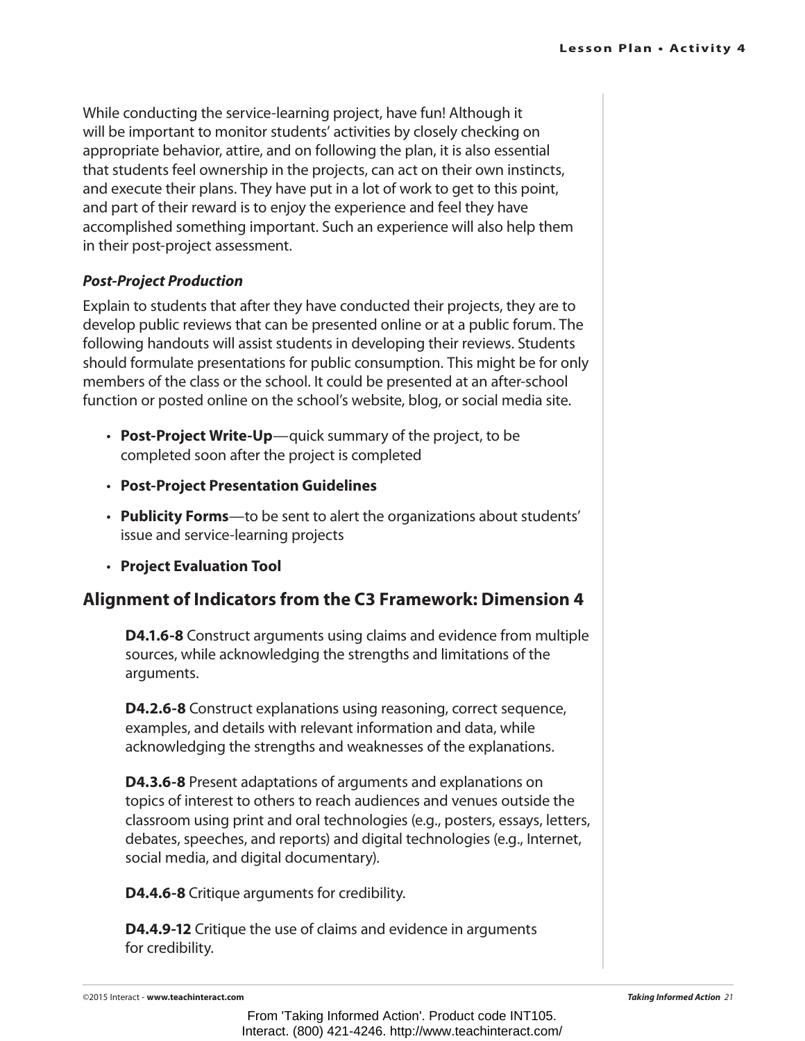While conducting the service-learning project, have fun! Although it will be important to monitor students' activities by closely checking on appropriate behavior, attire, and on following the plan, it is also essential that students feel ownership in the projects, can act on their own instincts, and execute their plans. They have put in a lot of work to get to this point, and part of their reward is to enjoy the experience and feel they have accomplished something important. Such an experience will also help them in their post-project assessment.

***Post-Project Production***

Explain to students that after they have conducted their projects, they are to develop public reviews that can be presented online or at a public forum. The following handouts will assist students in developing their reviews. Students should formulate presentations for public consumption. This might be for only members of the class or the school. It could be presented at an after-school function or posted online on the school's website, blog, or social media site.

- **Post-Project Write-Up**—quick summary of the project, to be completed soon after the project is completed
- **Post-Project Presentation Guidelines**
- **Publicity Forms**—to be sent to alert the organizations about students' issue and service-learning projects
- **Project Evaluation Tool**

## Alignment of Indicators from the C3 Framework: Dimension 4

**D4.1.6-8** Construct arguments using claims and evidence from multiple sources, while acknowledging the strengths and limitations of the arguments.

**D4.2.6-8** Construct explanations using reasoning, correct sequence, examples, and details with relevant information and data, while acknowledging the strengths and weaknesses of the explanations.

**D4.3.6-8** Present adaptations of arguments and explanations on topics of interest to others to reach audiences and venues outside the classroom using print and oral technologies (e.g., posters, essays, letters, debates, speeches, and reports) and digital technologies (e.g., Internet, social media, and digital documentary).

**D4.4.6-8** Critique arguments for credibility.

**D4.4.9-12** Critique the use of claims and evidence in arguments for credibility.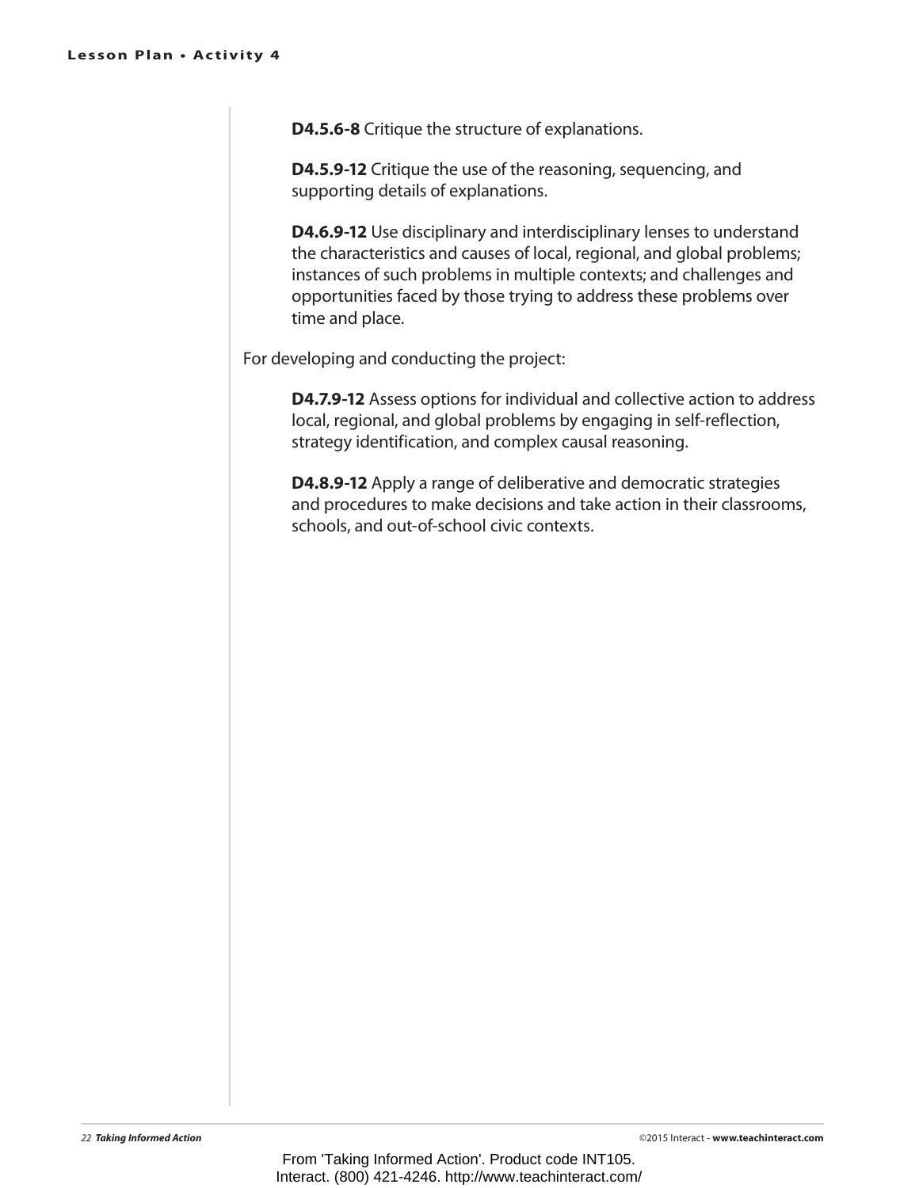**D4.5.6-8** Critique the structure of explanations.

**D4.5.9-12** Critique the use of the reasoning, sequencing, and supporting details of explanations.

**D4.6.9-12** Use disciplinary and interdisciplinary lenses to understand the characteristics and causes of local, regional, and global problems; instances of such problems in multiple contexts; and challenges and opportunities faced by those trying to address these problems over time and place.

For developing and conducting the project:

**D4.7.9-12** Assess options for individual and collective action to address local, regional, and global problems by engaging in self-reflection, strategy identification, and complex causal reasoning.

**D4.8.9-12** Apply a range of deliberative and democratic strategies and procedures to make decisions and take action in their classrooms, schools, and out-of-school civic contexts.